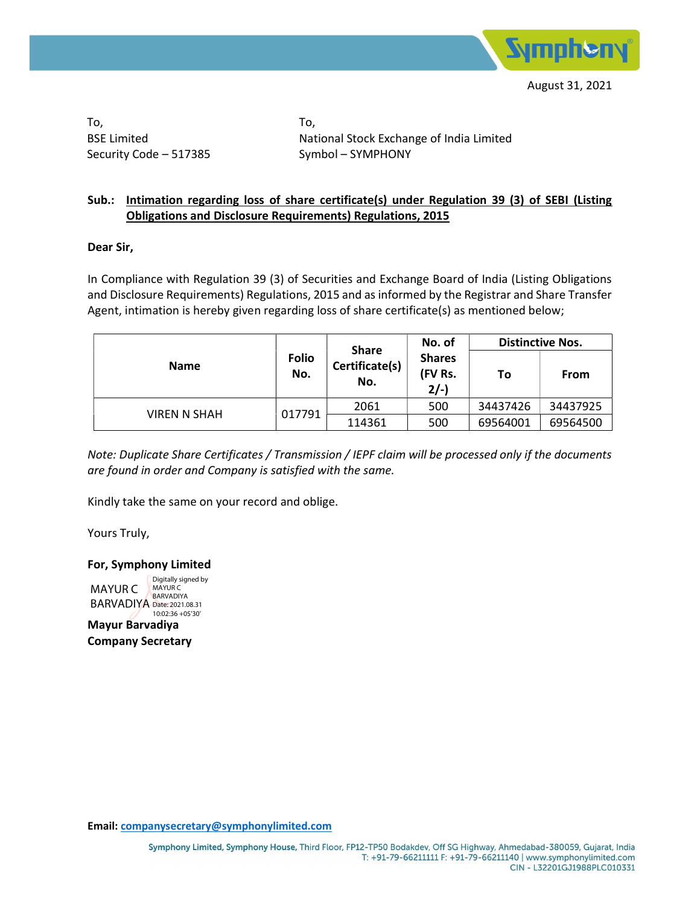August 31, 2021

To,
BSE Limited
Security Code – 517385

To,
National Stock Exchange of India Limited
Symbol – SYMPHONY

**Sub.: Intimation regarding loss of share certificate(s) under Regulation 39 (3) of SEBI (Listing Obligations and Disclosure Requirements) Regulations, 2015**

**Dear Sir,**

In Compliance with Regulation 39 (3) of Securities and Exchange Board of India (Listing Obligations and Disclosure Requirements) Regulations, 2015 and as informed by the Registrar and Share Transfer Agent, intimation is hereby given regarding loss of share certificate(s) as mentioned below;

| Name | Folio No. | Share Certificate(s) No. | No. of Shares (FV Rs. 2/-) | Distinctive Nos. | |
|---|---|---|---|---|---|
| | | | | To | From |
| VIREN N SHAH | 017791 | 2061 | 500 | 34437426 | 34437925 |
| | | 114361 | 500 | 69564001 | 69564500 |

*Note: Duplicate Share Certificates / Transmission / IEPF claim will be processed only if the documents are found in order and Company is satisfied with the same.*

Kindly take the same on your record and oblige.

Yours Truly,

**For, Symphony Limited**

MAYUR C BARVADIYA
Digitally signed by MAYUR C BARVADIYA
Date: 2021.08.31 10:02:36 +05'30'

**Mayur Barvadiya**
**Company Secretary**

**Email:** companysecretary@symphonylimited.com

Symphony Limited, Symphony House, Third Floor, FP12-TP50 Bodakdev, Off SG Highway, Ahmedabad-380059, Gujarat, India
T: +91-79-66211111 F: +91-79-66211140 | www.symphonylimited.com
CIN - L32201GJ1988PLC010331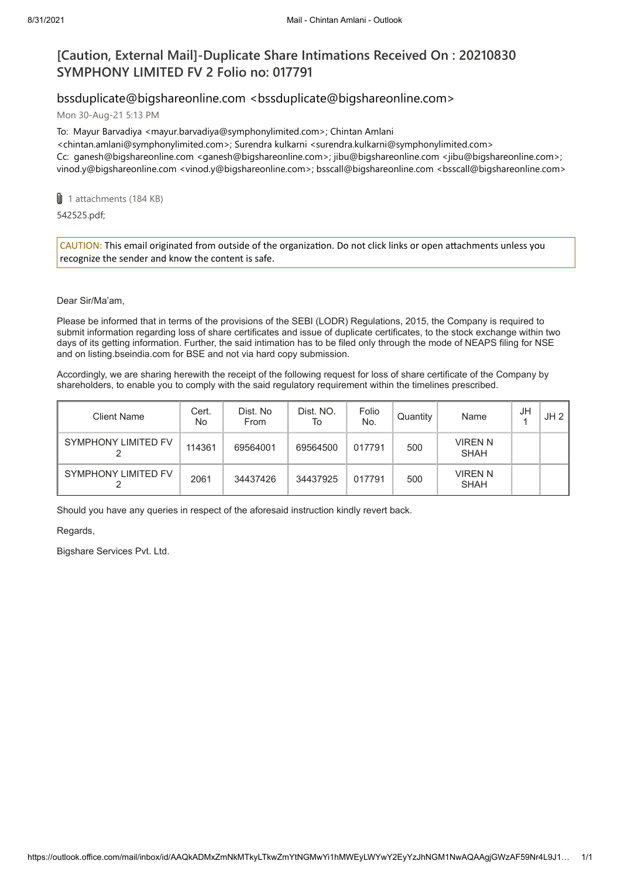# [Caution, External Mail]-Duplicate Share Intimations Received On : 20210830 SYMPHONY LIMITED FV 2 Folio no: 017791

bssduplicate@bigshareonline.com <bssduplicate@bigshareonline.com>

Mon 30-Aug-21 5:13 PM

To: Mayur Barvadiya <mayur.barvadiya@symphonylimited.com>; Chintan Amlani <chintan.amlani@symphonylimited.com>; Surendra kulkarni <surendra.kulkarni@symphonylimited.com>

Cc: ganesh@bigshareonline.com <ganesh@bigshareonline.com>; jibu@bigshareonline.com <jibu@bigshareonline.com>; vinod.y@bigshareonline.com <vinod.y@bigshareonline.com>; bsscall@bigshareonline.com <bsscall@bigshareonline.com>

1 attachments (184 KB)

542525.pdf;

CAUTION: This email originated from outside of the organization. Do not click links or open attachments unless you recognize the sender and know the content is safe.

Dear Sir/Ma'am,

Please be informed that in terms of the provisions of the SEBI (LODR) Regulations, 2015, the Company is required to submit information regarding loss of share certificates and issue of duplicate certificates, to the stock exchange within two days of its getting information. Further, the said intimation has to be filed only through the mode of NEAPS filing for NSE and on listing.bseindia.com for BSE and not via hard copy submission.

Accordingly, we are sharing herewith the receipt of the following request for loss of share certificate of the Company by shareholders, to enable you to comply with the said regulatory requirement within the timelines prescribed.

| Client Name | Cert. No | Dist. No From | Dist. NO. To | Folio No. | Quantity | Name | JH 1 | JH 2 |
|---|---|---|---|---|---|---|---|---|
| SYMPHONY LIMITED FV 2 | 114361 | 69564001 | 69564500 | 017791 | 500 | VIREN N SHAH | | |
| SYMPHONY LIMITED FV 2 | 2061 | 34437426 | 34437925 | 017791 | 500 | VIREN N SHAH | | |

Should you have any queries in respect of the aforesaid instruction kindly revert back.

Regards,

Bigshare Services Pvt. Ltd.